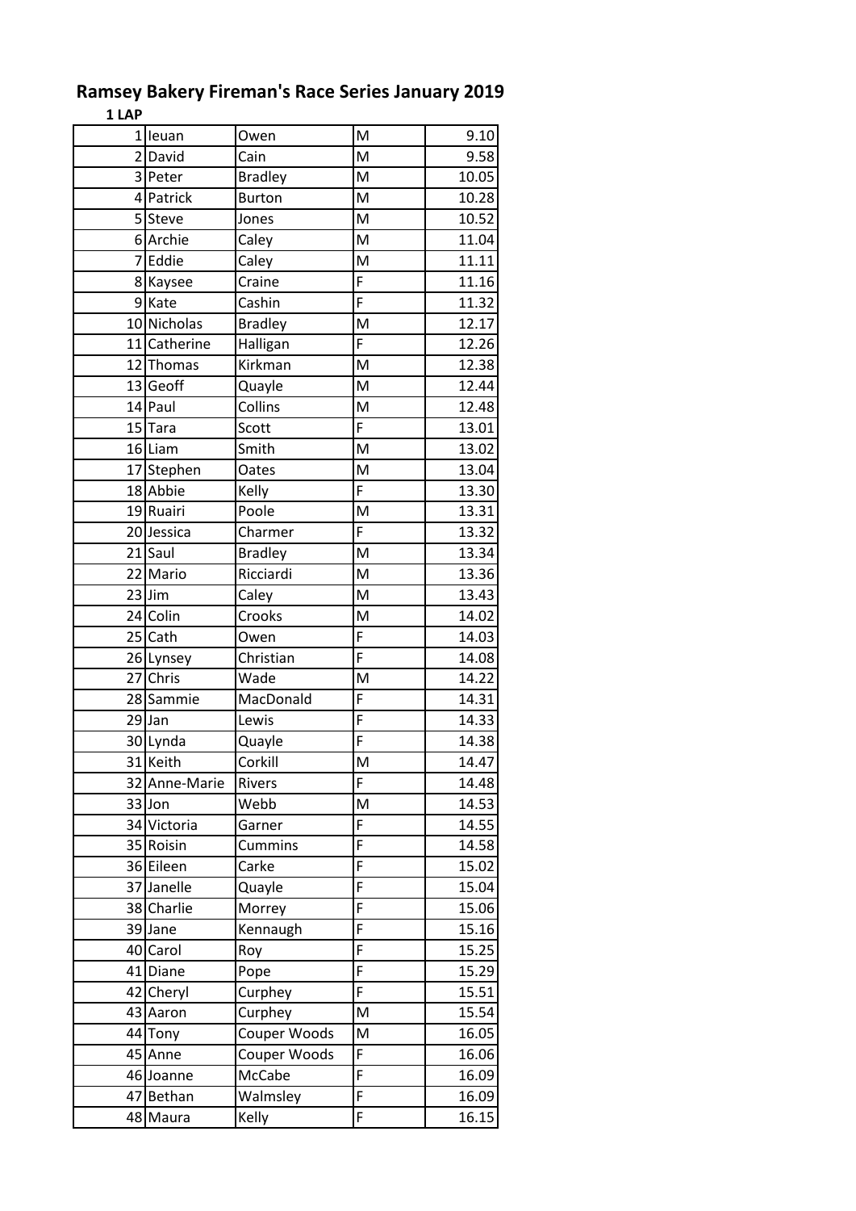# Ramsey Bakery Fireman's Race Series January 2019

**1 LAP**

| | | | | |
|---|---|---|---|---|
| 1 | Ieuan | Owen | M | 9.10 |
| 2 | David | Cain | M | 9.58 |
| 3 | Peter | Bradley | M | 10.05 |
| 4 | Patrick | Burton | M | 10.28 |
| 5 | Steve | Jones | M | 10.52 |
| 6 | Archie | Caley | M | 11.04 |
| 7 | Eddie | Caley | M | 11.11 |
| 8 | Kaysee | Craine | F | 11.16 |
| 9 | Kate | Cashin | F | 11.32 |
| 10 | Nicholas | Bradley | M | 12.17 |
| 11 | Catherine | Halligan | F | 12.26 |
| 12 | Thomas | Kirkman | M | 12.38 |
| 13 | Geoff | Quayle | M | 12.44 |
| 14 | Paul | Collins | M | 12.48 |
| 15 | Tara | Scott | F | 13.01 |
| 16 | Liam | Smith | M | 13.02 |
| 17 | Stephen | Oates | M | 13.04 |
| 18 | Abbie | Kelly | F | 13.30 |
| 19 | Ruairi | Poole | M | 13.31 |
| 20 | Jessica | Charmer | F | 13.32 |
| 21 | Saul | Bradley | M | 13.34 |
| 22 | Mario | Ricciardi | M | 13.36 |
| 23 | Jim | Caley | M | 13.43 |
| 24 | Colin | Crooks | M | 14.02 |
| 25 | Cath | Owen | F | 14.03 |
| 26 | Lynsey | Christian | F | 14.08 |
| 27 | Chris | Wade | M | 14.22 |
| 28 | Sammie | MacDonald | F | 14.31 |
| 29 | Jan | Lewis | F | 14.33 |
| 30 | Lynda | Quayle | F | 14.38 |
| 31 | Keith | Corkill | M | 14.47 |
| 32 | Anne-Marie | Rivers | F | 14.48 |
| 33 | Jon | Webb | M | 14.53 |
| 34 | Victoria | Garner | F | 14.55 |
| 35 | Roisin | Cummins | F | 14.58 |
| 36 | Eileen | Carke | F | 15.02 |
| 37 | Janelle | Quayle | F | 15.04 |
| 38 | Charlie | Morrey | F | 15.06 |
| 39 | Jane | Kennaugh | F | 15.16 |
| 40 | Carol | Roy | F | 15.25 |
| 41 | Diane | Pope | F | 15.29 |
| 42 | Cheryl | Curphey | F | 15.51 |
| 43 | Aaron | Curphey | M | 15.54 |
| 44 | Tony | Couper Woods | M | 16.05 |
| 45 | Anne | Couper Woods | F | 16.06 |
| 46 | Joanne | McCabe | F | 16.09 |
| 47 | Bethan | Walmsley | F | 16.09 |
| 48 | Maura | Kelly | F | 16.15 |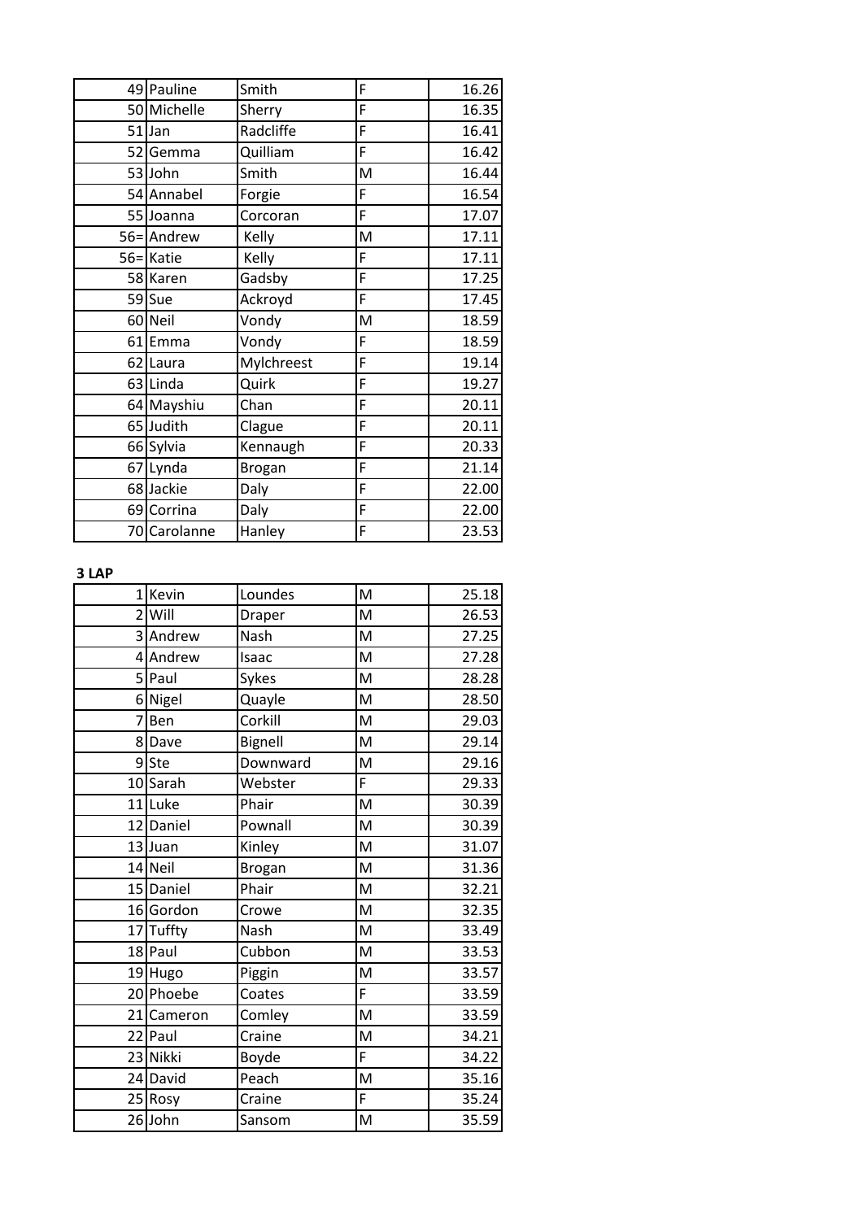| | | | | |
|---|---|---|---|---|
| 49 | Pauline | Smith | F | 16.26 |
| 50 | Michelle | Sherry | F | 16.35 |
| 51 | Jan | Radcliffe | F | 16.41 |
| 52 | Gemma | Quilliam | F | 16.42 |
| 53 | John | Smith | M | 16.44 |
| 54 | Annabel | Forgie | F | 16.54 |
| 55 | Joanna | Corcoran | F | 17.07 |
| 56= | Andrew | Kelly | M | 17.11 |
| 56= | Katie | Kelly | F | 17.11 |
| 58 | Karen | Gadsby | F | 17.25 |
| 59 | Sue | Ackroyd | F | 17.45 |
| 60 | Neil | Vondy | M | 18.59 |
| 61 | Emma | Vondy | F | 18.59 |
| 62 | Laura | Mylchreest | F | 19.14 |
| 63 | Linda | Quirk | F | 19.27 |
| 64 | Mayshiu | Chan | F | 20.11 |
| 65 | Judith | Clague | F | 20.11 |
| 66 | Sylvia | Kennaugh | F | 20.33 |
| 67 | Lynda | Brogan | F | 21.14 |
| 68 | Jackie | Daly | F | 22.00 |
| 69 | Corrina | Daly | F | 22.00 |
| 70 | Carolanne | Hanley | F | 23.53 |

**3 LAP**

| | | | | |
|---|---|---|---|---|
| 1 | Kevin | Loundes | M | 25.18 |
| 2 | Will | Draper | M | 26.53 |
| 3 | Andrew | Nash | M | 27.25 |
| 4 | Andrew | Isaac | M | 27.28 |
| 5 | Paul | Sykes | M | 28.28 |
| 6 | Nigel | Quayle | M | 28.50 |
| 7 | Ben | Corkill | M | 29.03 |
| 8 | Dave | Bignell | M | 29.14 |
| 9 | Ste | Downward | M | 29.16 |
| 10 | Sarah | Webster | F | 29.33 |
| 11 | Luke | Phair | M | 30.39 |
| 12 | Daniel | Pownall | M | 30.39 |
| 13 | Juan | Kinley | M | 31.07 |
| 14 | Neil | Brogan | M | 31.36 |
| 15 | Daniel | Phair | M | 32.21 |
| 16 | Gordon | Crowe | M | 32.35 |
| 17 | Tuffty | Nash | M | 33.49 |
| 18 | Paul | Cubbon | M | 33.53 |
| 19 | Hugo | Piggin | M | 33.57 |
| 20 | Phoebe | Coates | F | 33.59 |
| 21 | Cameron | Comley | M | 33.59 |
| 22 | Paul | Craine | M | 34.21 |
| 23 | Nikki | Boyde | F | 34.22 |
| 24 | David | Peach | M | 35.16 |
| 25 | Rosy | Craine | F | 35.24 |
| 26 | John | Sansom | M | 35.59 |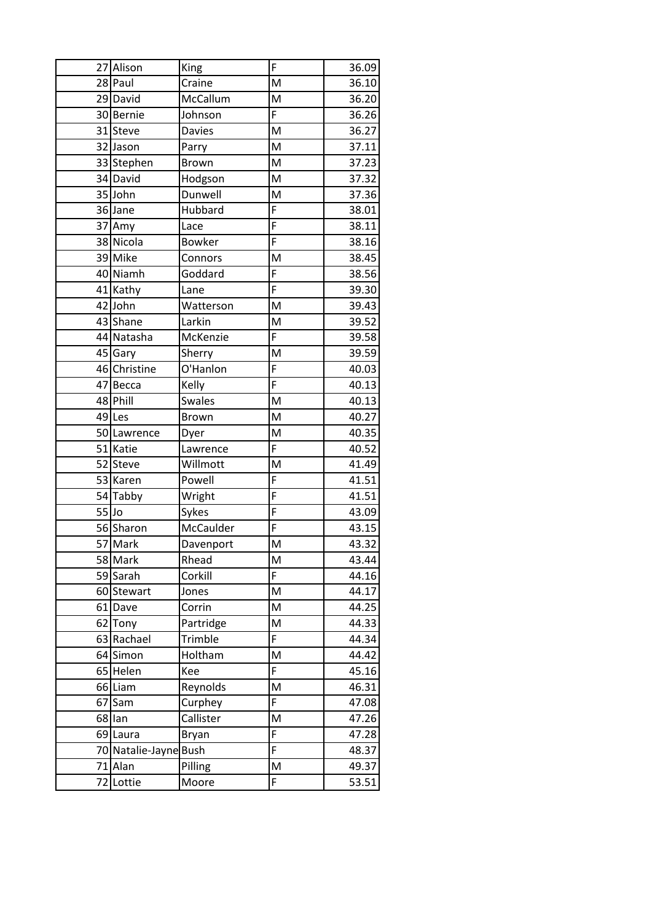| | | | | |
|---|---|---|---|---|
| 27 | Alison | King | F | 36.09 |
| 28 | Paul | Craine | M | 36.10 |
| 29 | David | McCallum | M | 36.20 |
| 30 | Bernie | Johnson | F | 36.26 |
| 31 | Steve | Davies | M | 36.27 |
| 32 | Jason | Parry | M | 37.11 |
| 33 | Stephen | Brown | M | 37.23 |
| 34 | David | Hodgson | M | 37.32 |
| 35 | John | Dunwell | M | 37.36 |
| 36 | Jane | Hubbard | F | 38.01 |
| 37 | Amy | Lace | F | 38.11 |
| 38 | Nicola | Bowker | F | 38.16 |
| 39 | Mike | Connors | M | 38.45 |
| 40 | Niamh | Goddard | F | 38.56 |
| 41 | Kathy | Lane | F | 39.30 |
| 42 | John | Watterson | M | 39.43 |
| 43 | Shane | Larkin | M | 39.52 |
| 44 | Natasha | McKenzie | F | 39.58 |
| 45 | Gary | Sherry | M | 39.59 |
| 46 | Christine | O'Hanlon | F | 40.03 |
| 47 | Becca | Kelly | F | 40.13 |
| 48 | Phill | Swales | M | 40.13 |
| 49 | Les | Brown | M | 40.27 |
| 50 | Lawrence | Dyer | M | 40.35 |
| 51 | Katie | Lawrence | F | 40.52 |
| 52 | Steve | Willmott | M | 41.49 |
| 53 | Karen | Powell | F | 41.51 |
| 54 | Tabby | Wright | F | 41.51 |
| 55 | Jo | Sykes | F | 43.09 |
| 56 | Sharon | McCaulder | F | 43.15 |
| 57 | Mark | Davenport | M | 43.32 |
| 58 | Mark | Rhead | M | 43.44 |
| 59 | Sarah | Corkill | F | 44.16 |
| 60 | Stewart | Jones | M | 44.17 |
| 61 | Dave | Corrin | M | 44.25 |
| 62 | Tony | Partridge | M | 44.33 |
| 63 | Rachael | Trimble | F | 44.34 |
| 64 | Simon | Holtham | M | 44.42 |
| 65 | Helen | Kee | F | 45.16 |
| 66 | Liam | Reynolds | M | 46.31 |
| 67 | Sam | Curphey | F | 47.08 |
| 68 | Ian | Callister | M | 47.26 |
| 69 | Laura | Bryan | F | 47.28 |
| 70 | Natalie-Jayne | Bush | F | 48.37 |
| 71 | Alan | Pilling | M | 49.37 |
| 72 | Lottie | Moore | F | 53.51 |